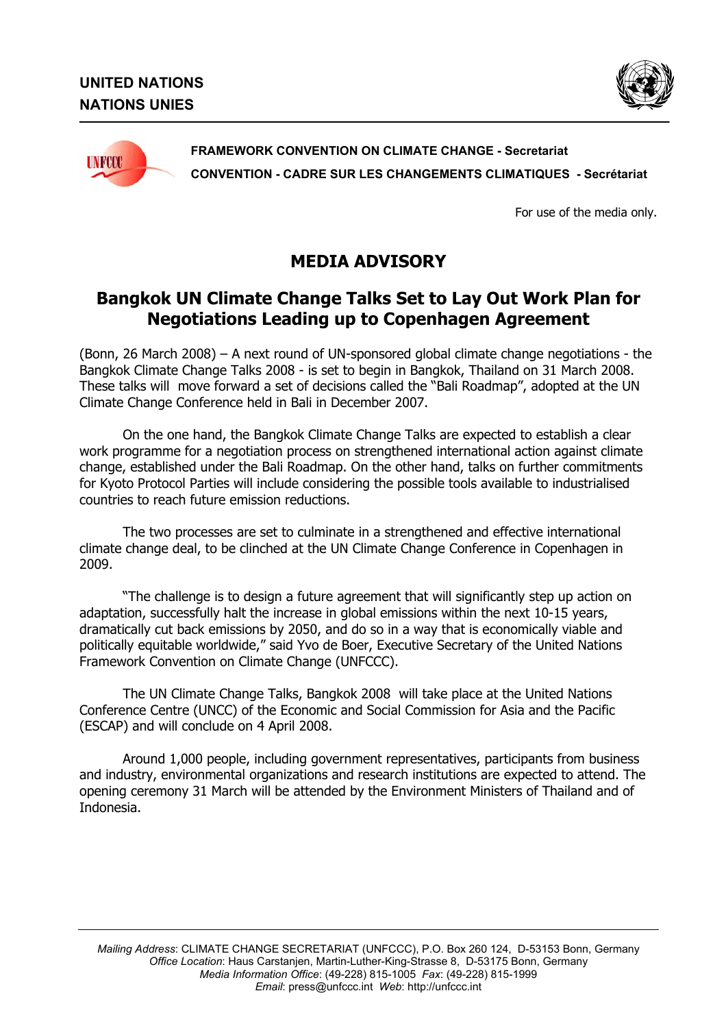**UNITED NATIONS**
**NATIONS UNIES**

**FRAMEWORK CONVENTION ON CLIMATE CHANGE - Secretariat**
**CONVENTION - CADRE SUR LES CHANGEMENTS CLIMATIQUES - Secrétariat**

For use of the media only.

# MEDIA ADVISORY

## Bangkok UN Climate Change Talks Set to Lay Out Work Plan for Negotiations Leading up to Copenhagen Agreement

(Bonn, 26 March 2008) – A next round of UN-sponsored global climate change negotiations - the Bangkok Climate Change Talks 2008 - is set to begin in Bangkok, Thailand on 31 March 2008. These talks will move forward a set of decisions called the "Bali Roadmap", adopted at the UN Climate Change Conference held in Bali in December 2007.

On the one hand, the Bangkok Climate Change Talks are expected to establish a clear work programme for a negotiation process on strengthened international action against climate change, established under the Bali Roadmap. On the other hand, talks on further commitments for Kyoto Protocol Parties will include considering the possible tools available to industrialised countries to reach future emission reductions.

The two processes are set to culminate in a strengthened and effective international climate change deal, to be clinched at the UN Climate Change Conference in Copenhagen in 2009.

"The challenge is to design a future agreement that will significantly step up action on adaptation, successfully halt the increase in global emissions within the next 10-15 years, dramatically cut back emissions by 2050, and do so in a way that is economically viable and politically equitable worldwide," said Yvo de Boer, Executive Secretary of the United Nations Framework Convention on Climate Change (UNFCCC).

The UN Climate Change Talks, Bangkok 2008 will take place at the United Nations Conference Centre (UNCC) of the Economic and Social Commission for Asia and the Pacific (ESCAP) and will conclude on 4 April 2008.

Around 1,000 people, including government representatives, participants from business and industry, environmental organizations and research institutions are expected to attend. The opening ceremony 31 March will be attended by the Environment Ministers of Thailand and of Indonesia.

*Mailing Address*: CLIMATE CHANGE SECRETARIAT (UNFCCC), P.O. Box 260 124, D-53153 Bonn, Germany
*Office Location*: Haus Carstanjen, Martin-Luther-King-Strasse 8, D-53175 Bonn, Germany
*Media Information Office*: (49-228) 815-1005 *Fax*: (49-228) 815-1999
*Email*: press@unfccc.int *Web*: http://unfccc.int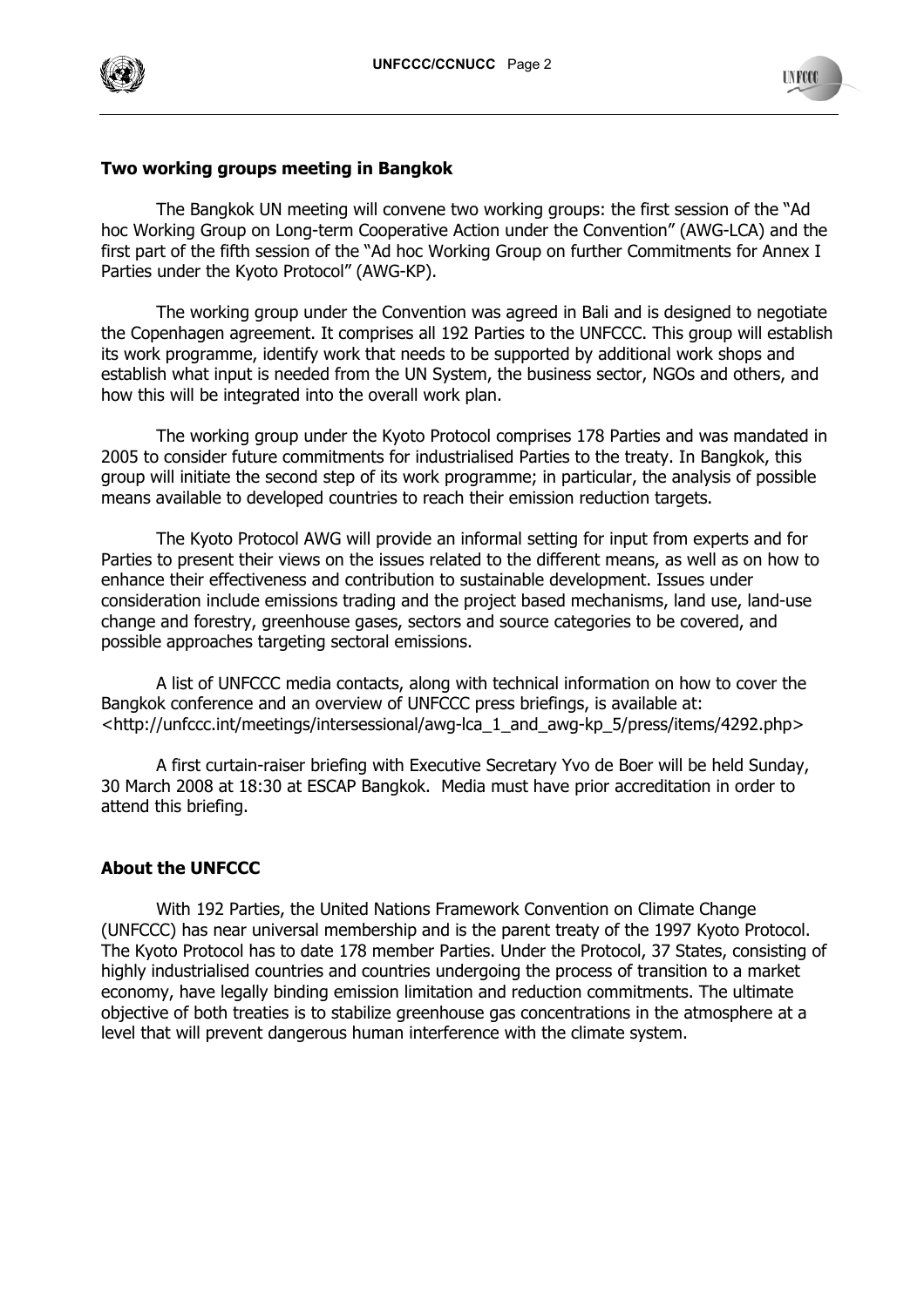## Two working groups meeting in Bangkok

The Bangkok UN meeting will convene two working groups: the first session of the "Ad hoc Working Group on Long-term Cooperative Action under the Convention" (AWG-LCA) and the first part of the fifth session of the "Ad hoc Working Group on further Commitments for Annex I Parties under the Kyoto Protocol" (AWG-KP).

The working group under the Convention was agreed in Bali and is designed to negotiate the Copenhagen agreement. It comprises all 192 Parties to the UNFCCC. This group will establish its work programme, identify work that needs to be supported by additional work shops and establish what input is needed from the UN System, the business sector, NGOs and others, and how this will be integrated into the overall work plan.

The working group under the Kyoto Protocol comprises 178 Parties and was mandated in 2005 to consider future commitments for industrialised Parties to the treaty. In Bangkok, this group will initiate the second step of its work programme; in particular, the analysis of possible means available to developed countries to reach their emission reduction targets.

The Kyoto Protocol AWG will provide an informal setting for input from experts and for Parties to present their views on the issues related to the different means, as well as on how to enhance their effectiveness and contribution to sustainable development. Issues under consideration include emissions trading and the project based mechanisms, land use, land-use change and forestry, greenhouse gases, sectors and source categories to be covered, and possible approaches targeting sectoral emissions.

A list of UNFCCC media contacts, along with technical information on how to cover the Bangkok conference and an overview of UNFCCC press briefings, is available at: <http://unfccc.int/meetings/intersessional/awg-lca_1_and_awg-kp_5/press/items/4292.php>

A first curtain-raiser briefing with Executive Secretary Yvo de Boer will be held Sunday, 30 March 2008 at 18:30 at ESCAP Bangkok. Media must have prior accreditation in order to attend this briefing.

## About the UNFCCC

With 192 Parties, the United Nations Framework Convention on Climate Change (UNFCCC) has near universal membership and is the parent treaty of the 1997 Kyoto Protocol. The Kyoto Protocol has to date 178 member Parties. Under the Protocol, 37 States, consisting of highly industrialised countries and countries undergoing the process of transition to a market economy, have legally binding emission limitation and reduction commitments. The ultimate objective of both treaties is to stabilize greenhouse gas concentrations in the atmosphere at a level that will prevent dangerous human interference with the climate system.